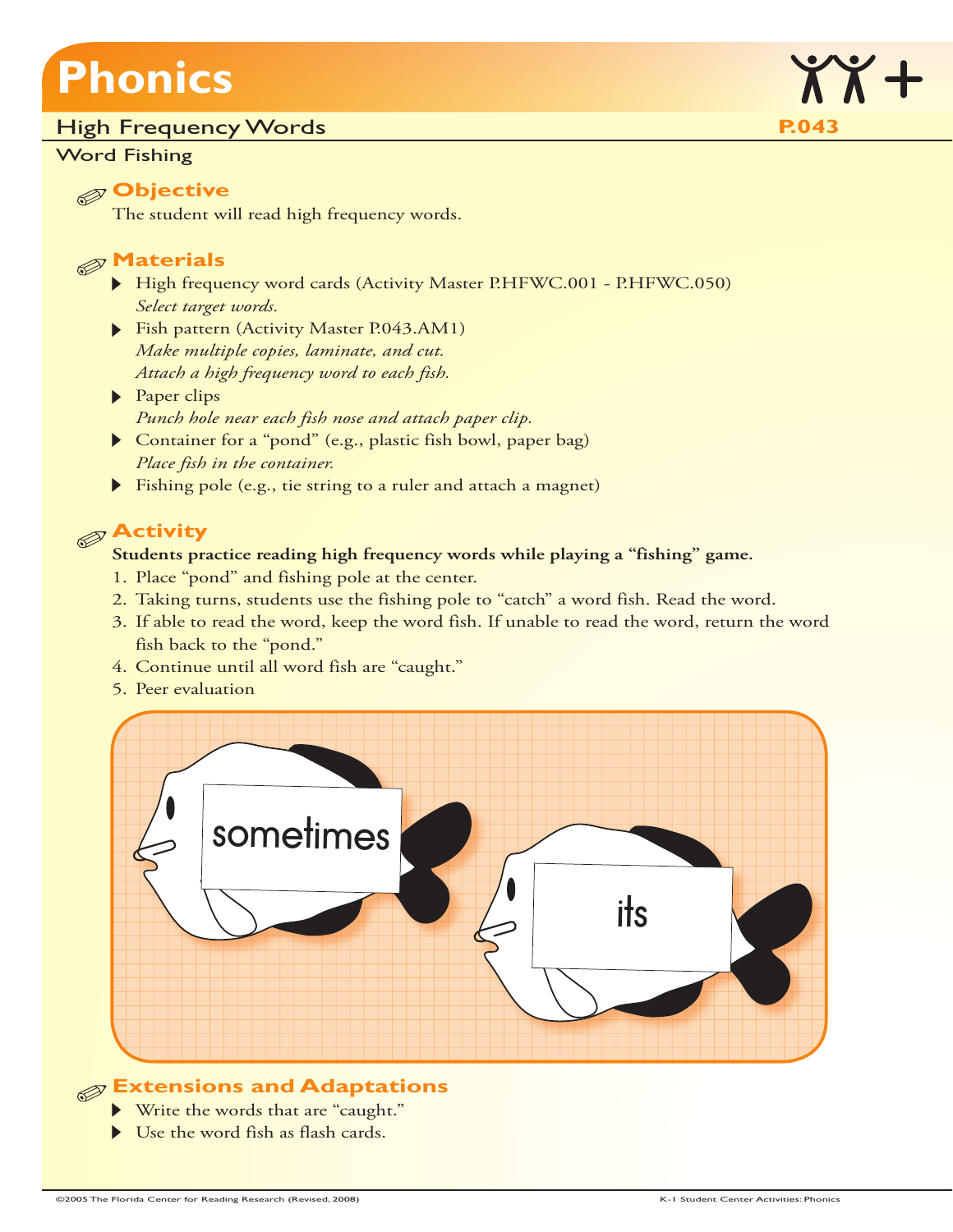# Phonics

## High Frequency Words

P.043

### Word Fishing

### Objective

The student will read high frequency words.

### Materials

- High frequency word cards (Activity Master P.HFWC.001 - P.HFWC.050)
  *Select target words.*
- Fish pattern (Activity Master P.043.AM1)
  *Make multiple copies, laminate, and cut.*
  *Attach a high frequency word to each fish.*
- Paper clips
  *Punch hole near each fish nose and attach paper clip.*
- Container for a "pond" (e.g., plastic fish bowl, paper bag)
  *Place fish in the container.*
- Fishing pole (e.g., tie string to a ruler and attach a magnet)

### Activity

**Students practice reading high frequency words while playing a "fishing" game.**

1. Place "pond" and fishing pole at the center.
2. Taking turns, students use the fishing pole to "catch" a word fish. Read the word.
3. If able to read the word, keep the word fish. If unable to read the word, return the word fish back to the "pond."
4. Continue until all word fish are "caught."
5. Peer evaluation

### Extensions and Adaptations

- Write the words that are "caught."
- Use the word fish as flash cards.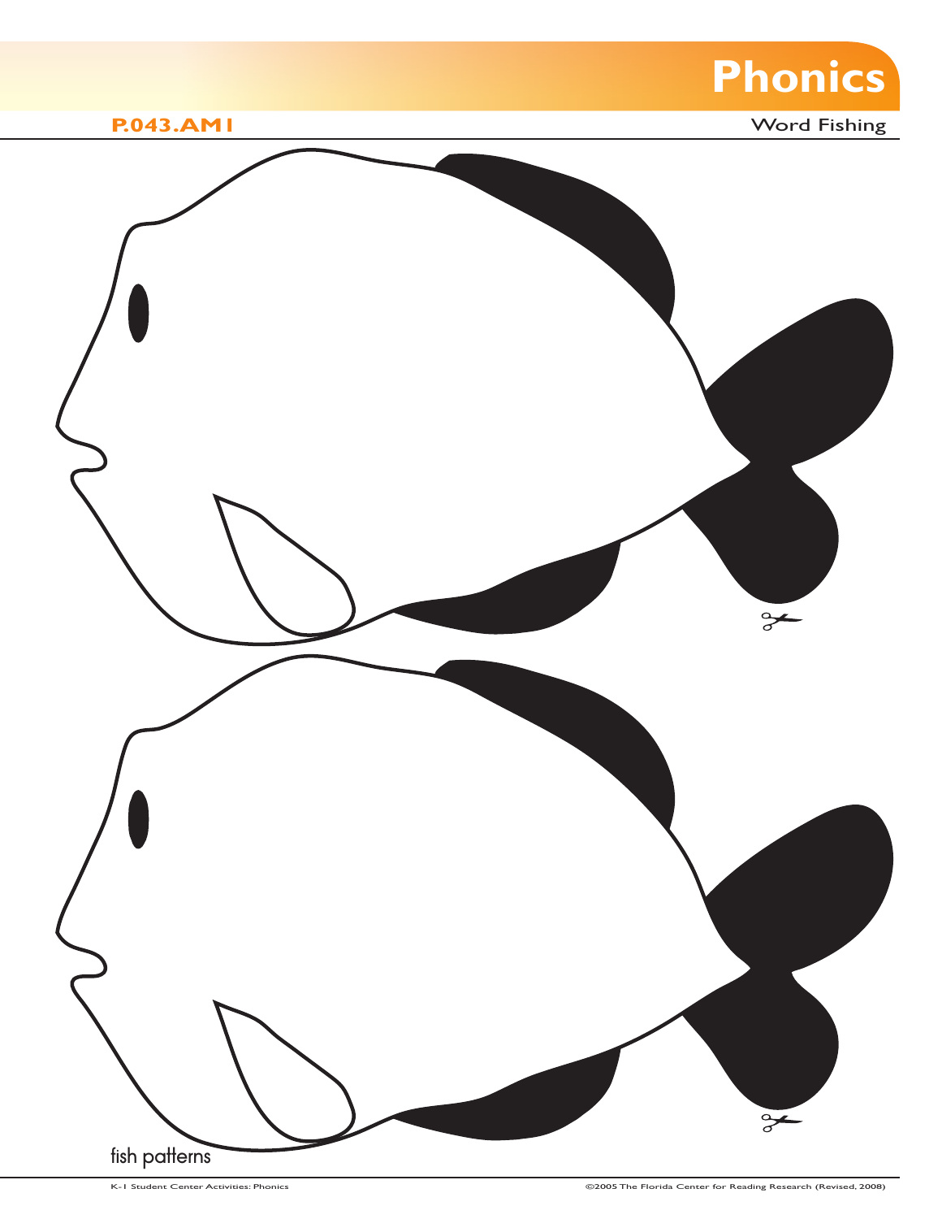# Phonics

**P.043.AM1**

Word Fishing

fish patterns